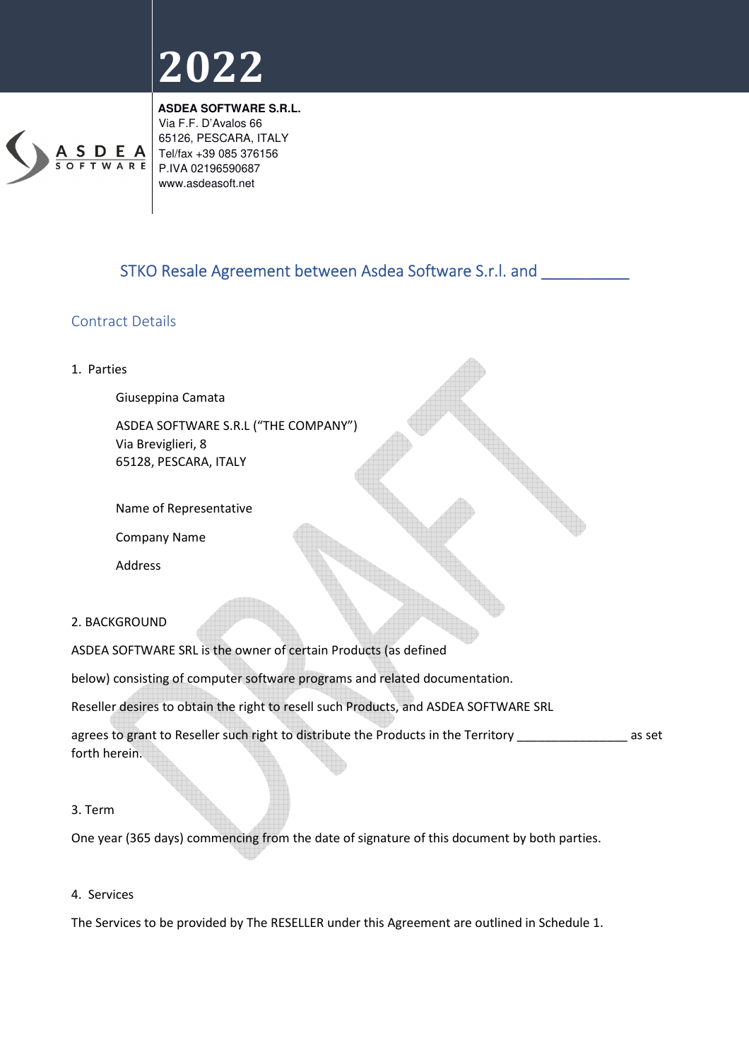# 2022

**ASDEA SOFTWARE S.R.L.**
Via F.F. D'Avalos 66
65126, PESCARA, ITALY
Tel/fax +39 085 376156
P.IVA 02196590687
www.asdeasoft.net

## STKO Resale Agreement between Asdea Software S.r.l. and __________

### Contract Details

1. Parties

Giuseppina Camata

ASDEA SOFTWARE S.R.L ("THE COMPANY")
Via Breviglieri, 8
65128, PESCARA, ITALY

Name of Representative

Company Name

Address

2. BACKGROUND

ASDEA SOFTWARE SRL is the owner of certain Products (as defined

below) consisting of computer software programs and related documentation.

Reseller desires to obtain the right to resell such Products, and ASDEA SOFTWARE SRL

agrees to grant to Reseller such right to distribute the Products in the Territory ________________ as set forth herein.

3. Term

One year (365 days) commencing from the date of signature of this document by both parties.

4. Services

The Services to be provided by The RESELLER under this Agreement are outlined in Schedule 1.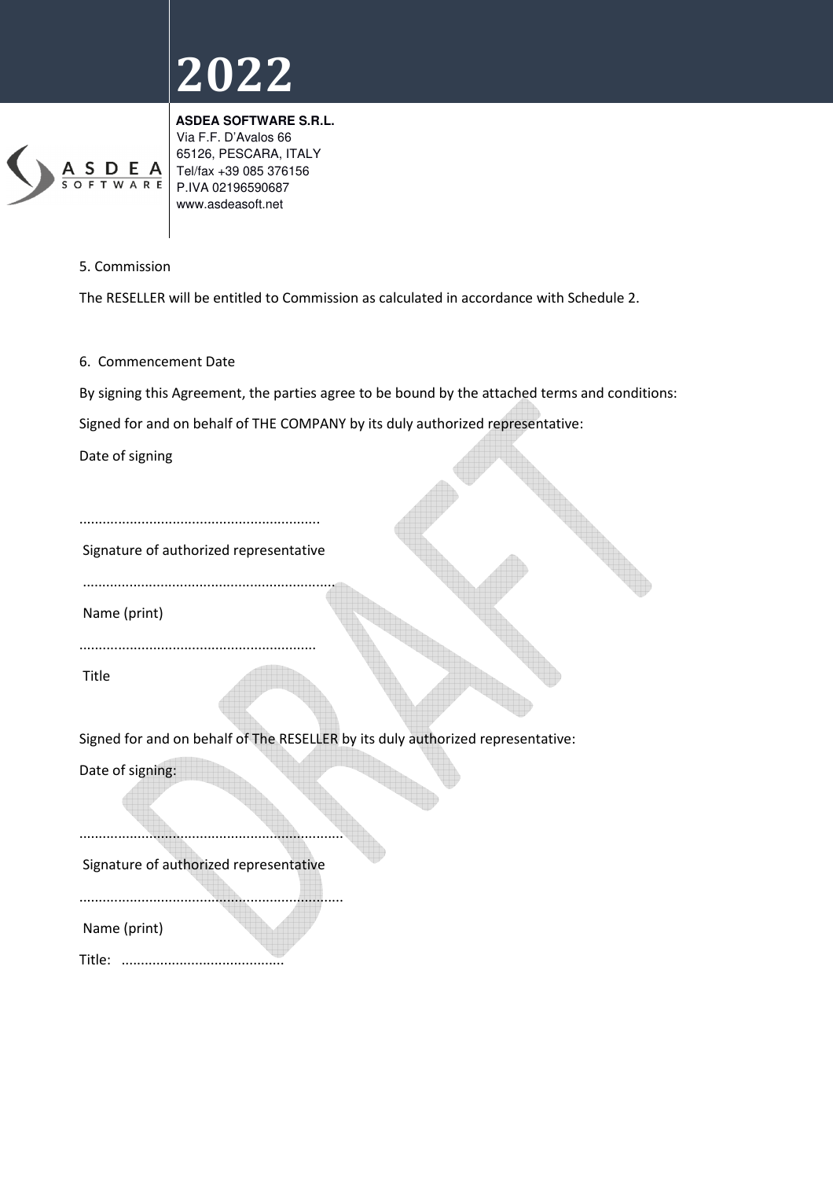5. Commission

The RESELLER will be entitled to Commission as calculated in accordance with Schedule 2.

6. Commencement Date

By signing this Agreement, the parties agree to be bound by the attached terms and conditions:

Signed for and on behalf of THE COMPANY by its duly authorized representative:

Date of signing

.............................................................

Signature of authorized representative

................................................................

Name (print)

............................................................

Title

Signed for and on behalf of The RESELLER by its duly authorized representative:

Date of signing:

....................................................................

Signature of authorized representative

....................................................................

Name (print)

Title: ..........................................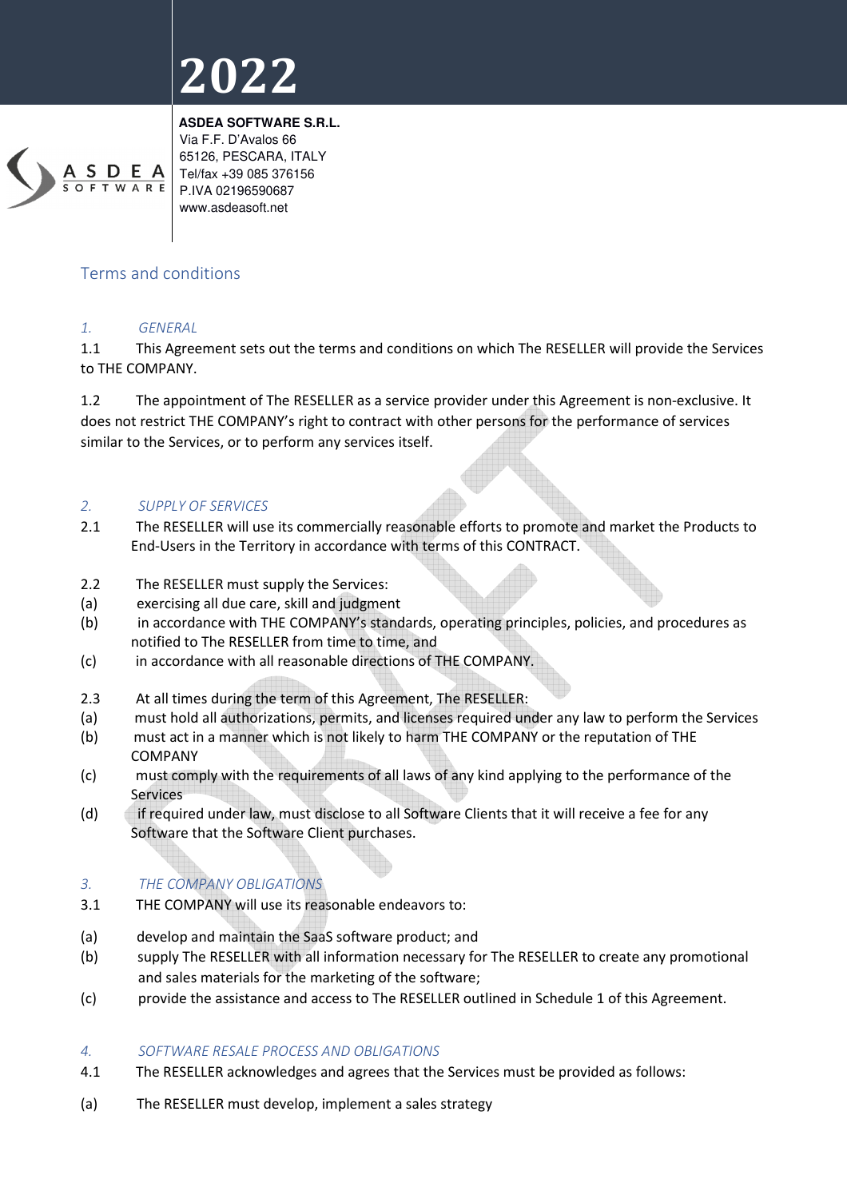# 2022

**ASDEA SOFTWARE S.R.L.**
Via F.F. D'Avalos 66
65126, PESCARA, ITALY
Tel/fax +39 085 376156
P.IVA 02196590687
www.asdeasoft.net

## Terms and conditions

### *1. GENERAL*

1.1 This Agreement sets out the terms and conditions on which The RESELLER will provide the Services to THE COMPANY.

1.2 The appointment of The RESELLER as a service provider under this Agreement is non-exclusive. It does not restrict THE COMPANY's right to contract with other persons for the performance of services similar to the Services, or to perform any services itself.

### *2. SUPPLY OF SERVICES*

2.1 The RESELLER will use its commercially reasonable efforts to promote and market the Products to End-Users in the Territory in accordance with terms of this CONTRACT.

2.2 The RESELLER must supply the Services:

(a) exercising all due care, skill and judgment

(b) in accordance with THE COMPANY's standards, operating principles, policies, and procedures as notified to The RESELLER from time to time, and

(c) in accordance with all reasonable directions of THE COMPANY.

2.3 At all times during the term of this Agreement, The RESELLER:

(a) must hold all authorizations, permits, and licenses required under any law to perform the Services

(b) must act in a manner which is not likely to harm THE COMPANY or the reputation of THE COMPANY

(c) must comply with the requirements of all laws of any kind applying to the performance of the Services

(d) if required under law, must disclose to all Software Clients that it will receive a fee for any Software that the Software Client purchases.

### *3. THE COMPANY OBLIGATIONS*

3.1 THE COMPANY will use its reasonable endeavors to:

(a) develop and maintain the SaaS software product; and

(b) supply The RESELLER with all information necessary for The RESELLER to create any promotional and sales materials for the marketing of the software;

(c) provide the assistance and access to The RESELLER outlined in Schedule 1 of this Agreement.

### *4. SOFTWARE RESALE PROCESS AND OBLIGATIONS*

4.1 The RESELLER acknowledges and agrees that the Services must be provided as follows:

(a) The RESELLER must develop, implement a sales strategy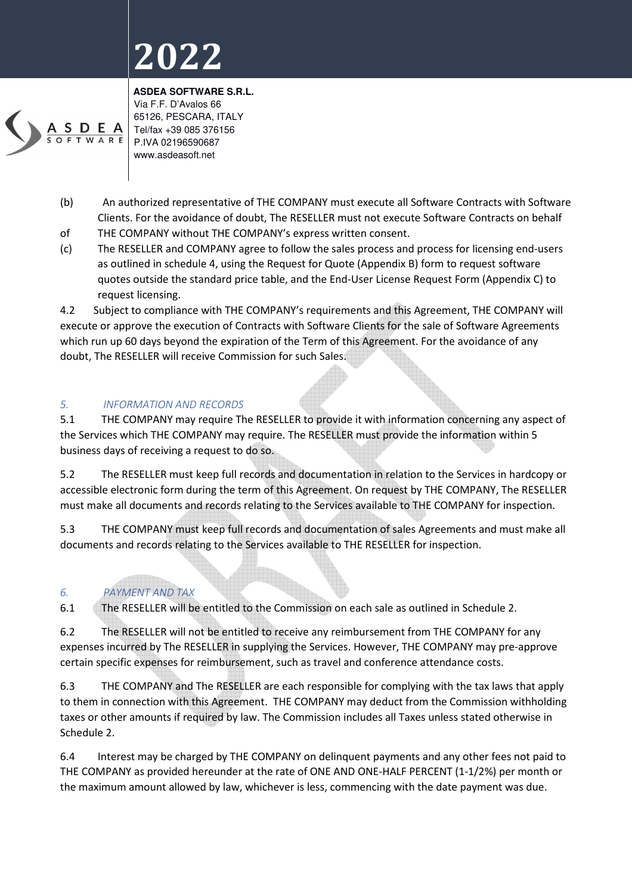(b) An authorized representative of THE COMPANY must execute all Software Contracts with Software Clients. For the avoidance of doubt, The RESELLER must not execute Software Contracts on behalf of THE COMPANY without THE COMPANY's express written consent.

(c) The RESELLER and COMPANY agree to follow the sales process and process for licensing end-users as outlined in schedule 4, using the Request for Quote (Appendix B) form to request software quotes outside the standard price table, and the End-User License Request Form (Appendix C) to request licensing.

4.2 Subject to compliance with THE COMPANY's requirements and this Agreement, THE COMPANY will execute or approve the execution of Contracts with Software Clients for the sale of Software Agreements which run up 60 days beyond the expiration of the Term of this Agreement. For the avoidance of any doubt, The RESELLER will receive Commission for such Sales.

## *5. INFORMATION AND RECORDS*

5.1 THE COMPANY may require The RESELLER to provide it with information concerning any aspect of the Services which THE COMPANY may require. The RESELLER must provide the information within 5 business days of receiving a request to do so.

5.2 The RESELLER must keep full records and documentation in relation to the Services in hardcopy or accessible electronic form during the term of this Agreement. On request by THE COMPANY, The RESELLER must make all documents and records relating to the Services available to THE COMPANY for inspection.

5.3 THE COMPANY must keep full records and documentation of sales Agreements and must make all documents and records relating to the Services available to THE RESELLER for inspection.

## *6. PAYMENT AND TAX*

6.1 The RESELLER will be entitled to the Commission on each sale as outlined in Schedule 2.

6.2 The RESELLER will not be entitled to receive any reimbursement from THE COMPANY for any expenses incurred by The RESELLER in supplying the Services. However, THE COMPANY may pre-approve certain specific expenses for reimbursement, such as travel and conference attendance costs.

6.3 THE COMPANY and The RESELLER are each responsible for complying with the tax laws that apply to them in connection with this Agreement. THE COMPANY may deduct from the Commission withholding taxes or other amounts if required by law. The Commission includes all Taxes unless stated otherwise in Schedule 2.

6.4 Interest may be charged by THE COMPANY on delinquent payments and any other fees not paid to THE COMPANY as provided hereunder at the rate of ONE AND ONE-HALF PERCENT (1-1/2%) per month or the maximum amount allowed by law, whichever is less, commencing with the date payment was due.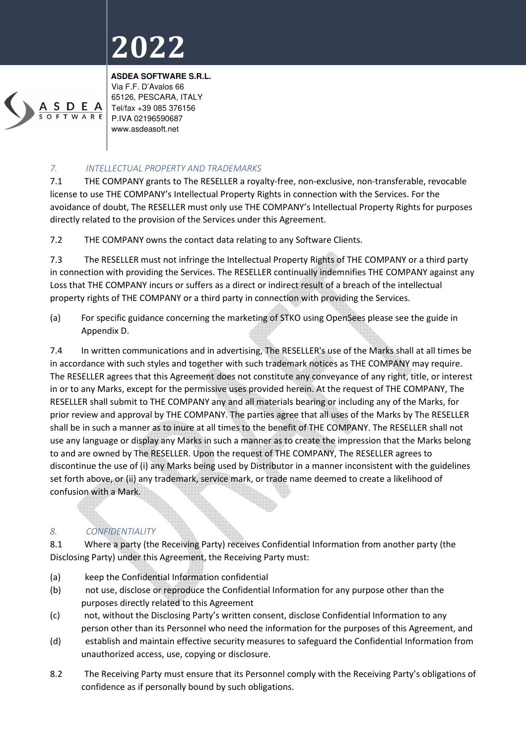## 7. INTELLECTUAL PROPERTY AND TRADEMARKS

7.1 THE COMPANY grants to The RESELLER a royalty-free, non-exclusive, non-transferable, revocable license to use THE COMPANY's Intellectual Property Rights in connection with the Services. For the avoidance of doubt, The RESELLER must only use THE COMPANY's Intellectual Property Rights for purposes directly related to the provision of the Services under this Agreement.

7.2 THE COMPANY owns the contact data relating to any Software Clients.

7.3 The RESELLER must not infringe the Intellectual Property Rights of THE COMPANY or a third party in connection with providing the Services. The RESELLER continually indemnifies THE COMPANY against any Loss that THE COMPANY incurs or suffers as a direct or indirect result of a breach of the intellectual property rights of THE COMPANY or a third party in connection with providing the Services.

(a) For specific guidance concerning the marketing of STKO using OpenSees please see the guide in Appendix D.

7.4 In written communications and in advertising, The RESELLER's use of the Marks shall at all times be in accordance with such styles and together with such trademark notices as THE COMPANY may require. The RESELLER agrees that this Agreement does not constitute any conveyance of any right, title, or interest in or to any Marks, except for the permissive uses provided herein. At the request of THE COMPANY, The RESELLER shall submit to THE COMPANY any and all materials bearing or including any of the Marks, for prior review and approval by THE COMPANY. The parties agree that all uses of the Marks by The RESELLER shall be in such a manner as to inure at all times to the benefit of THE COMPANY. The RESELLER shall not use any language or display any Marks in such a manner as to create the impression that the Marks belong to and are owned by The RESELLER. Upon the request of THE COMPANY, The RESELLER agrees to discontinue the use of (i) any Marks being used by Distributor in a manner inconsistent with the guidelines set forth above, or (ii) any trademark, service mark, or trade name deemed to create a likelihood of confusion with a Mark.

## 8. CONFIDENTIALITY

8.1 Where a party (the Receiving Party) receives Confidential Information from another party (the Disclosing Party) under this Agreement, the Receiving Party must:

(a) keep the Confidential Information confidential

(b) not use, disclose or reproduce the Confidential Information for any purpose other than the purposes directly related to this Agreement

(c) not, without the Disclosing Party's written consent, disclose Confidential Information to any person other than its Personnel who need the information for the purposes of this Agreement, and

(d) establish and maintain effective security measures to safeguard the Confidential Information from unauthorized access, use, copying or disclosure.

8.2 The Receiving Party must ensure that its Personnel comply with the Receiving Party's obligations of confidence as if personally bound by such obligations.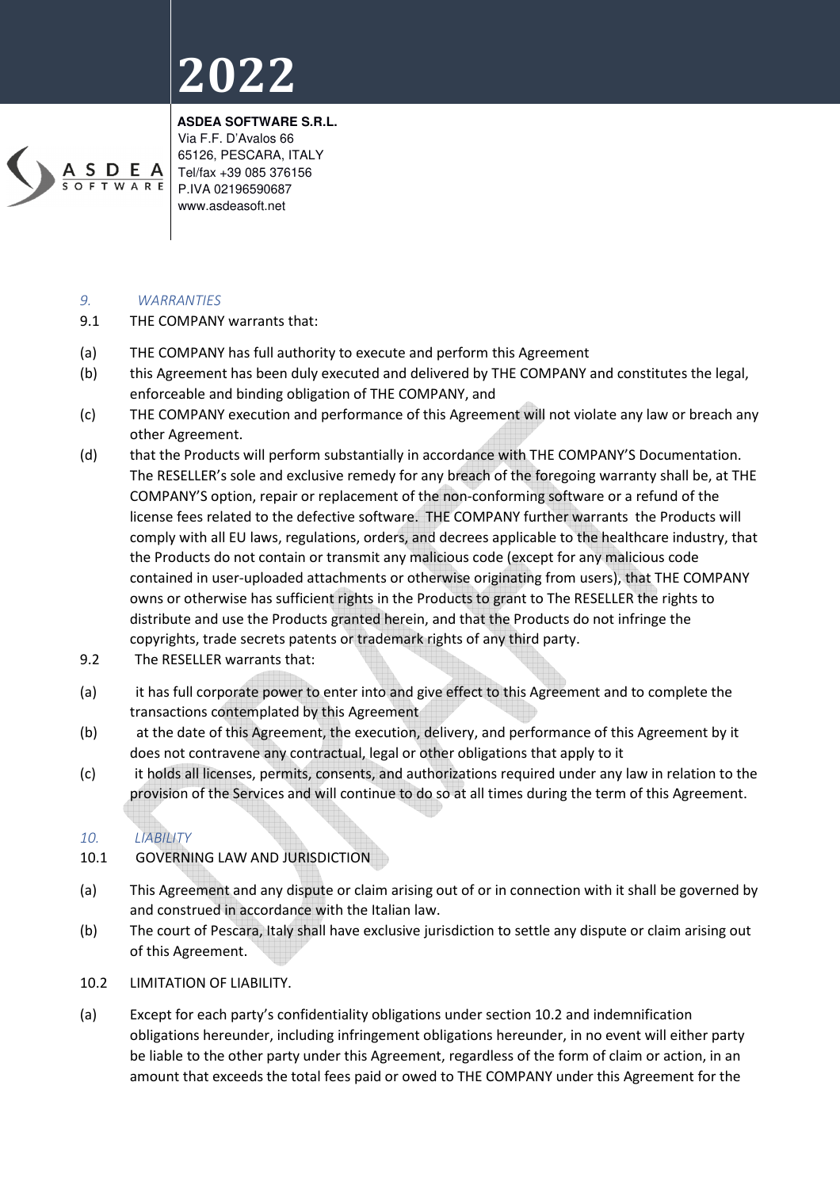## 9. WARRANTIES

9.1 THE COMPANY warrants that:

(a) THE COMPANY has full authority to execute and perform this Agreement

(b) this Agreement has been duly executed and delivered by THE COMPANY and constitutes the legal, enforceable and binding obligation of THE COMPANY, and

(c) THE COMPANY execution and performance of this Agreement will not violate any law or breach any other Agreement.

(d) that the Products will perform substantially in accordance with THE COMPANY'S Documentation. The RESELLER's sole and exclusive remedy for any breach of the foregoing warranty shall be, at THE COMPANY'S option, repair or replacement of the non-conforming software or a refund of the license fees related to the defective software. THE COMPANY further warrants the Products will comply with all EU laws, regulations, orders, and decrees applicable to the healthcare industry, that the Products do not contain or transmit any malicious code (except for any malicious code contained in user-uploaded attachments or otherwise originating from users), that THE COMPANY owns or otherwise has sufficient rights in the Products to grant to The RESELLER the rights to distribute and use the Products granted herein, and that the Products do not infringe the copyrights, trade secrets patents or trademark rights of any third party.

9.2 The RESELLER warrants that:

(a) it has full corporate power to enter into and give effect to this Agreement and to complete the transactions contemplated by this Agreement

(b) at the date of this Agreement, the execution, delivery, and performance of this Agreement by it does not contravene any contractual, legal or other obligations that apply to it

(c) it holds all licenses, permits, consents, and authorizations required under any law in relation to the provision of the Services and will continue to do so at all times during the term of this Agreement.

## 10. LIABILITY

10.1 GOVERNING LAW AND JURISDICTION

(a) This Agreement and any dispute or claim arising out of or in connection with it shall be governed by and construed in accordance with the Italian law.

(b) The court of Pescara, Italy shall have exclusive jurisdiction to settle any dispute or claim arising out of this Agreement.

10.2 LIMITATION OF LIABILITY.

(a) Except for each party's confidentiality obligations under section 10.2 and indemnification obligations hereunder, including infringement obligations hereunder, in no event will either party be liable to the other party under this Agreement, regardless of the form of claim or action, in an amount that exceeds the total fees paid or owed to THE COMPANY under this Agreement for the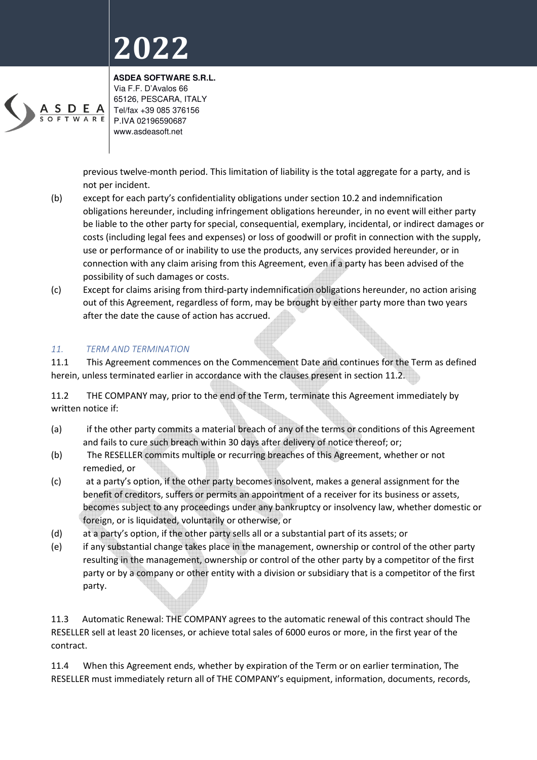previous twelve-month period. This limitation of liability is the total aggregate for a party, and is not per incident.

(b) except for each party's confidentiality obligations under section 10.2 and indemnification obligations hereunder, including infringement obligations hereunder, in no event will either party be liable to the other party for special, consequential, exemplary, incidental, or indirect damages or costs (including legal fees and expenses) or loss of goodwill or profit in connection with the supply, use or performance of or inability to use the products, any services provided hereunder, or in connection with any claim arising from this Agreement, even if a party has been advised of the possibility of such damages or costs.

(c) Except for claims arising from third-party indemnification obligations hereunder, no action arising out of this Agreement, regardless of form, may be brought by either party more than two years after the date the cause of action has accrued.

## *11. TERM AND TERMINATION*

11.1 This Agreement commences on the Commencement Date and continues for the Term as defined herein, unless terminated earlier in accordance with the clauses present in section 11.2.

11.2 THE COMPANY may, prior to the end of the Term, terminate this Agreement immediately by written notice if:

(a) if the other party commits a material breach of any of the terms or conditions of this Agreement and fails to cure such breach within 30 days after delivery of notice thereof; or;

(b) The RESELLER commits multiple or recurring breaches of this Agreement, whether or not remedied, or

(c) at a party's option, if the other party becomes insolvent, makes a general assignment for the benefit of creditors, suffers or permits an appointment of a receiver for its business or assets, becomes subject to any proceedings under any bankruptcy or insolvency law, whether domestic or foreign, or is liquidated, voluntarily or otherwise, or

(d) at a party's option, if the other party sells all or a substantial part of its assets; or

(e) if any substantial change takes place in the management, ownership or control of the other party resulting in the management, ownership or control of the other party by a competitor of the first party or by a company or other entity with a division or subsidiary that is a competitor of the first party.

11.3 Automatic Renewal: THE COMPANY agrees to the automatic renewal of this contract should The RESELLER sell at least 20 licenses, or achieve total sales of 6000 euros or more, in the first year of the contract.

11.4 When this Agreement ends, whether by expiration of the Term or on earlier termination, The RESELLER must immediately return all of THE COMPANY's equipment, information, documents, records,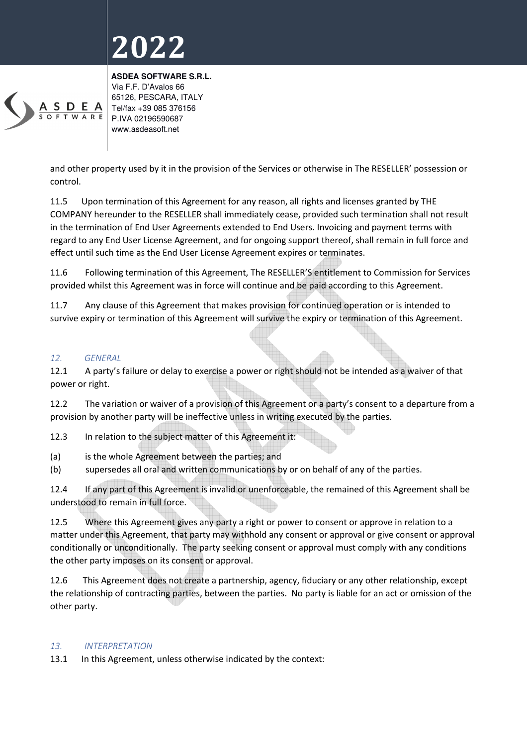and other property used by it in the provision of the Services or otherwise in The RESELLER' possession or control.

11.5 Upon termination of this Agreement for any reason, all rights and licenses granted by THE COMPANY hereunder to the RESELLER shall immediately cease, provided such termination shall not result in the termination of End User Agreements extended to End Users. Invoicing and payment terms with regard to any End User License Agreement, and for ongoing support thereof, shall remain in full force and effect until such time as the End User License Agreement expires or terminates.

11.6 Following termination of this Agreement, The RESELLER'S entitlement to Commission for Services provided whilst this Agreement was in force will continue and be paid according to this Agreement.

11.7 Any clause of this Agreement that makes provision for continued operation or is intended to survive expiry or termination of this Agreement will survive the expiry or termination of this Agreement.

## *12. GENERAL*

12.1 A party's failure or delay to exercise a power or right should not be intended as a waiver of that power or right.

12.2 The variation or waiver of a provision of this Agreement or a party's consent to a departure from a provision by another party will be ineffective unless in writing executed by the parties.

12.3 In relation to the subject matter of this Agreement it:

(a) is the whole Agreement between the parties; and
(b) supersedes all oral and written communications by or on behalf of any of the parties.

12.4 If any part of this Agreement is invalid or unenforceable, the remained of this Agreement shall be understood to remain in full force.

12.5 Where this Agreement gives any party a right or power to consent or approve in relation to a matter under this Agreement, that party may withhold any consent or approval or give consent or approval conditionally or unconditionally. The party seeking consent or approval must comply with any conditions the other party imposes on its consent or approval.

12.6 This Agreement does not create a partnership, agency, fiduciary or any other relationship, except the relationship of contracting parties, between the parties. No party is liable for an act or omission of the other party.

## *13. INTERPRETATION*

13.1 In this Agreement, unless otherwise indicated by the context: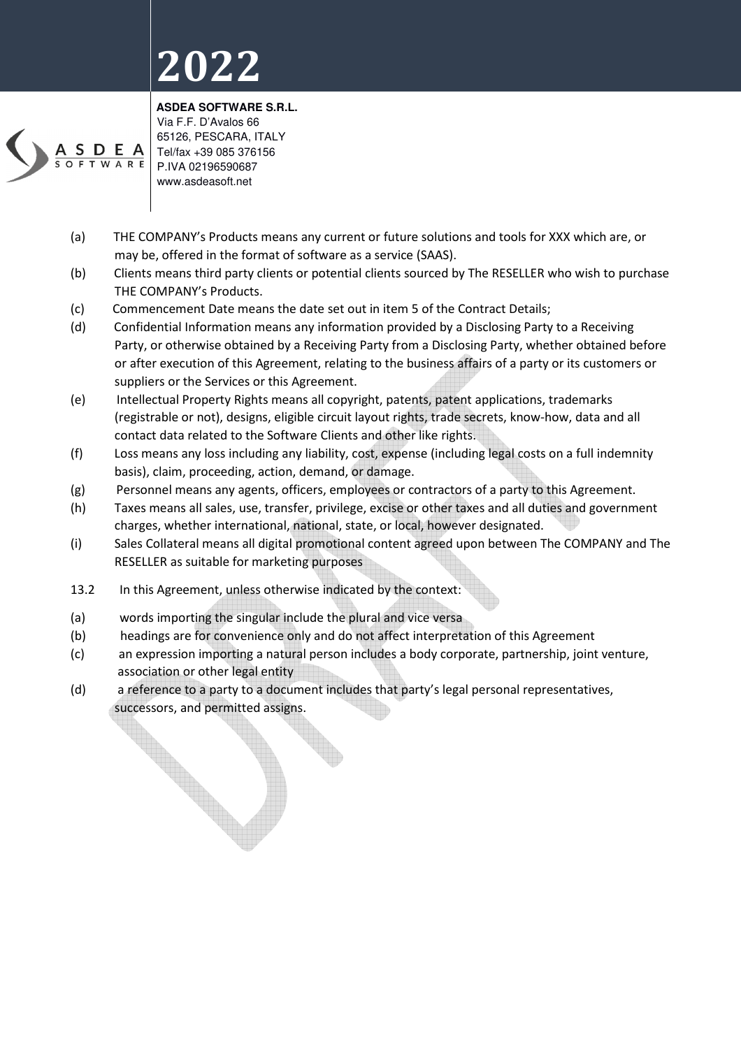(a) THE COMPANY's Products means any current or future solutions and tools for XXX which are, or may be, offered in the format of software as a service (SAAS).

(b) Clients means third party clients or potential clients sourced by The RESELLER who wish to purchase THE COMPANY's Products.

(c) Commencement Date means the date set out in item 5 of the Contract Details;

(d) Confidential Information means any information provided by a Disclosing Party to a Receiving Party, or otherwise obtained by a Receiving Party from a Disclosing Party, whether obtained before or after execution of this Agreement, relating to the business affairs of a party or its customers or suppliers or the Services or this Agreement.

(e) Intellectual Property Rights means all copyright, patents, patent applications, trademarks (registrable or not), designs, eligible circuit layout rights, trade secrets, know-how, data and all contact data related to the Software Clients and other like rights.

(f) Loss means any loss including any liability, cost, expense (including legal costs on a full indemnity basis), claim, proceeding, action, demand, or damage.

(g) Personnel means any agents, officers, employees or contractors of a party to this Agreement.

(h) Taxes means all sales, use, transfer, privilege, excise or other taxes and all duties and government charges, whether international, national, state, or local, however designated.

(i) Sales Collateral means all digital promotional content agreed upon between The COMPANY and The RESELLER as suitable for marketing purposes

13.2 In this Agreement, unless otherwise indicated by the context:

(a) words importing the singular include the plural and vice versa

(b) headings are for convenience only and do not affect interpretation of this Agreement

(c) an expression importing a natural person includes a body corporate, partnership, joint venture, association or other legal entity

(d) a reference to a party to a document includes that party's legal personal representatives, successors, and permitted assigns.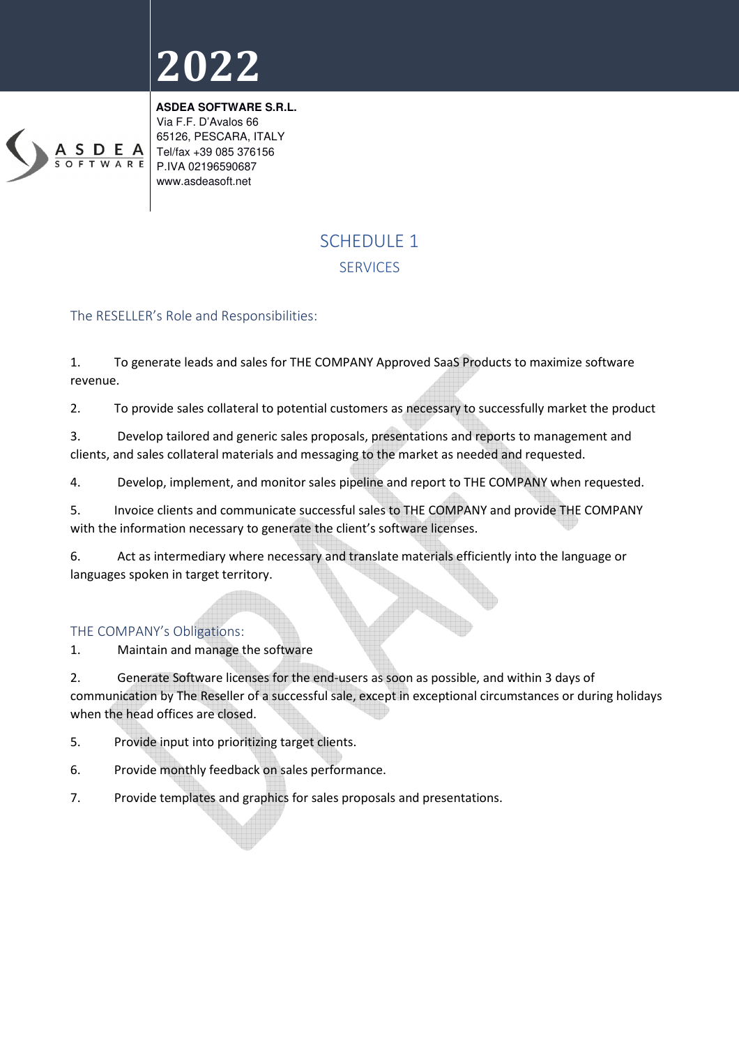# 2022

**ASDEA SOFTWARE S.R.L.**
Via F.F. D'Avalos 66
65126, PESCARA, ITALY
Tel/fax +39 085 376156
P.IVA 02196590687
www.asdeasoft.net

## SCHEDULE 1

### SERVICES

### The RESELLER's Role and Responsibilities:

1. To generate leads and sales for THE COMPANY Approved SaaS Products to maximize software revenue.

2. To provide sales collateral to potential customers as necessary to successfully market the product

3. Develop tailored and generic sales proposals, presentations and reports to management and clients, and sales collateral materials and messaging to the market as needed and requested.

4. Develop, implement, and monitor sales pipeline and report to THE COMPANY when requested.

5. Invoice clients and communicate successful sales to THE COMPANY and provide THE COMPANY with the information necessary to generate the client's software licenses.

6. Act as intermediary where necessary and translate materials efficiently into the language or languages spoken in target territory.

### THE COMPANY's Obligations:

1. Maintain and manage the software

2. Generate Software licenses for the end-users as soon as possible, and within 3 days of communication by The Reseller of a successful sale, except in exceptional circumstances or during holidays when the head offices are closed.

5. Provide input into prioritizing target clients.

6. Provide monthly feedback on sales performance.

7. Provide templates and graphics for sales proposals and presentations.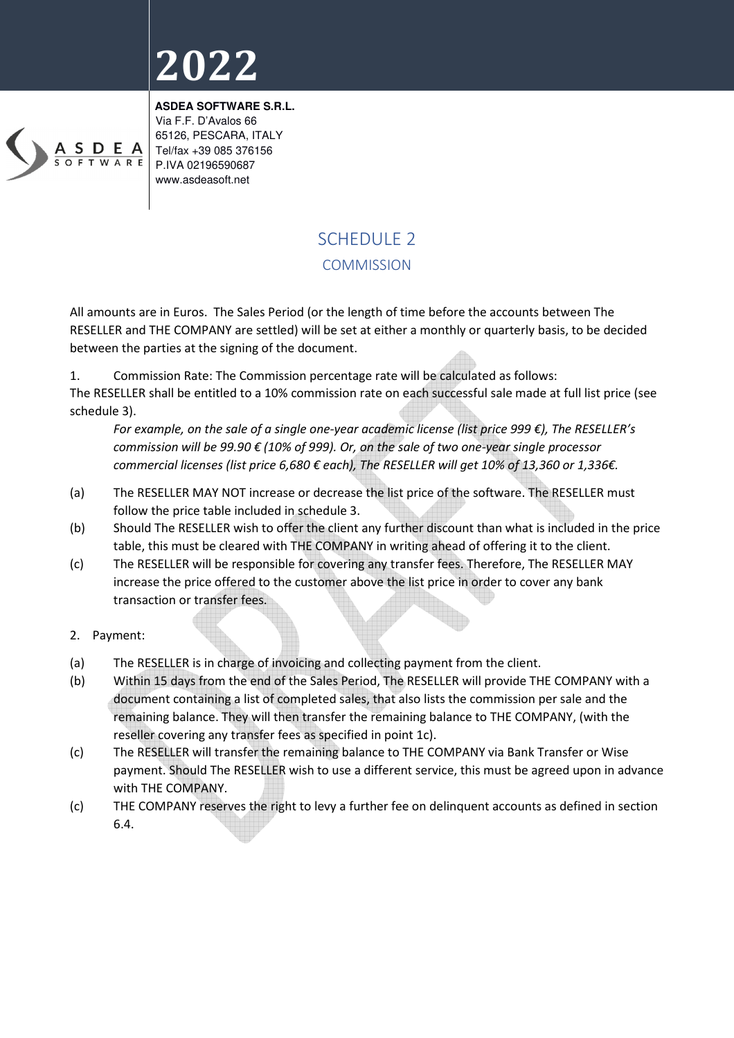# 2022

**ASDEA SOFTWARE S.R.L.**
Via F.F. D'Avalos 66
65126, PESCARA, ITALY
Tel/fax +39 085 376156
P.IVA 02196590687
www.asdeasoft.net

## SCHEDULE 2

### COMMISSION

All amounts are in Euros. The Sales Period (or the length of time before the accounts between The RESELLER and THE COMPANY are settled) will be set at either a monthly or quarterly basis, to be decided between the parties at the signing of the document.

1. Commission Rate: The Commission percentage rate will be calculated as follows:

The RESELLER shall be entitled to a 10% commission rate on each successful sale made at full list price (see schedule 3).

*For example, on the sale of a single one-year academic license (list price 999 €), The RESELLER's commission will be 99.90 € (10% of 999). Or, on the sale of two one-year single processor commercial licenses (list price 6,680 € each), The RESELLER will get 10% of 13,360 or 1,336€.*

(a) The RESELLER MAY NOT increase or decrease the list price of the software. The RESELLER must follow the price table included in schedule 3.

(b) Should The RESELLER wish to offer the client any further discount than what is included in the price table, this must be cleared with THE COMPANY in writing ahead of offering it to the client.

(c) The RESELLER will be responsible for covering any transfer fees. Therefore, The RESELLER MAY increase the price offered to the customer above the list price in order to cover any bank transaction or transfer fees.

2. Payment:

(a) The RESELLER is in charge of invoicing and collecting payment from the client.

(b) Within 15 days from the end of the Sales Period, The RESELLER will provide THE COMPANY with a document containing a list of completed sales, that also lists the commission per sale and the remaining balance. They will then transfer the remaining balance to THE COMPANY, (with the reseller covering any transfer fees as specified in point 1c).

(c) The RESELLER will transfer the remaining balance to THE COMPANY via Bank Transfer or Wise payment. Should The RESELLER wish to use a different service, this must be agreed upon in advance with THE COMPANY.

(c) THE COMPANY reserves the right to levy a further fee on delinquent accounts as defined in section 6.4.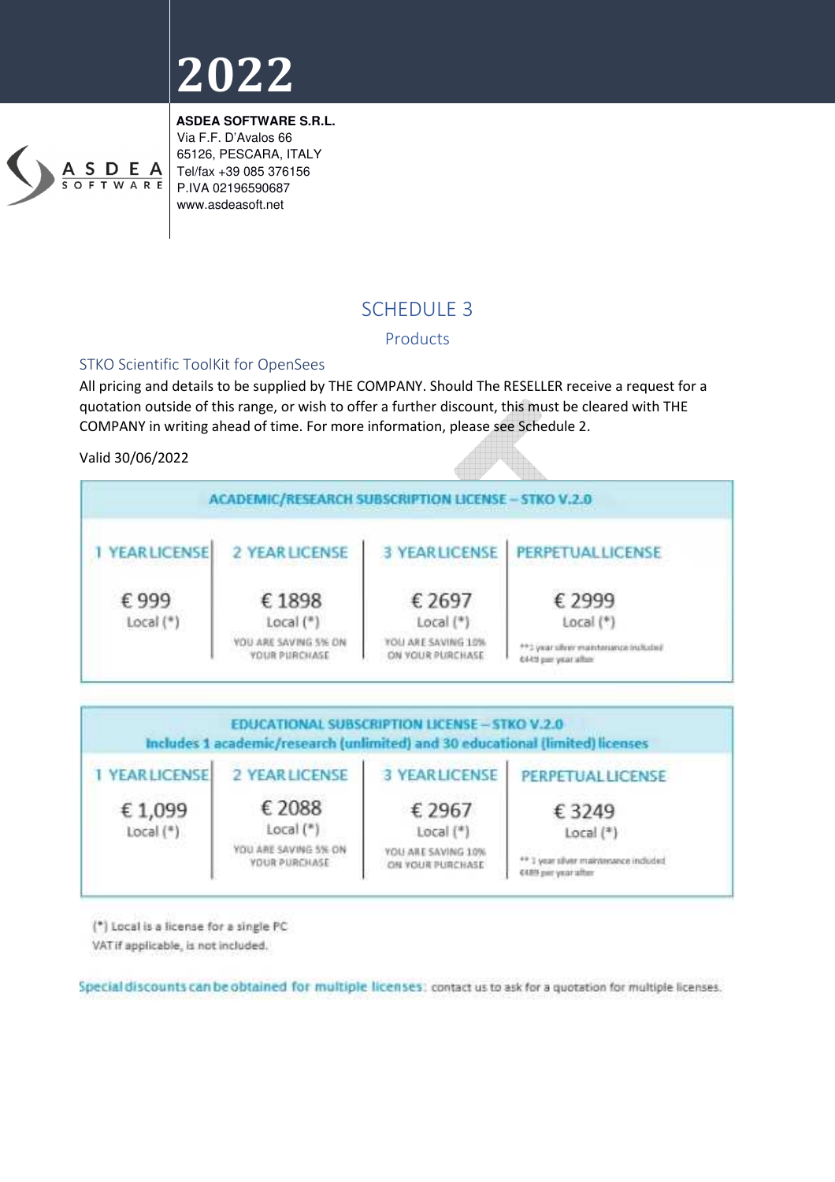# 2022

**ASDEA SOFTWARE S.R.L.**
Via F.F. D'Avalos 66
65126, PESCARA, ITALY
Tel/fax +39 085 376156
P.IVA 02196590687
www.asdeasoft.net

## SCHEDULE 3

### Products

### STKO Scientific ToolKit for OpenSees

All pricing and details to be supplied by THE COMPANY. Should The RESELLER receive a request for a quotation outside of this range, or wish to offer a further discount, this must be cleared with THE COMPANY in writing ahead of time. For more information, please see Schedule 2.

Valid 30/06/2022

| ACADEMIC/RESEARCH SUBSCRIPTION LICENSE – STKO V.2.0 | | | |
|---|---|---|---|
| 1 YEAR LICENSE | 2 YEAR LICENSE | 3 YEAR LICENSE | PERPETUAL LICENSE |
| € 999 Local (*) | € 1898 Local (*) YOU ARE SAVING 5% ON YOUR PURCHASE | € 2697 Local (*) YOU ARE SAVING 10% ON YOUR PURCHASE | € 2999 Local (*) ** 1 year silver maintenance included €449 per year after |

| EDUCATIONAL SUBSCRIPTION LICENSE – STKO V.2.0 Includes 1 academic/research (unlimited) and 30 educational (limited) licenses | | | |
|---|---|---|---|
| 1 YEAR LICENSE | 2 YEAR LICENSE | 3 YEAR LICENSE | PERPETUAL LICENSE |
| € 1,099 Local (*) | € 2088 Local (*) YOU ARE SAVING 5% ON YOUR PURCHASE | € 2967 Local (*) YOU ARE SAVING 10% ON YOUR PURCHASE | € 3249 Local (*) ** 1 year silver maintenance included €489 per year after |

(*) Local is a license for a single PC
VAT if applicable, is not included.

Special discounts can be obtained for multiple licenses: contact us to ask for a quotation for multiple licenses.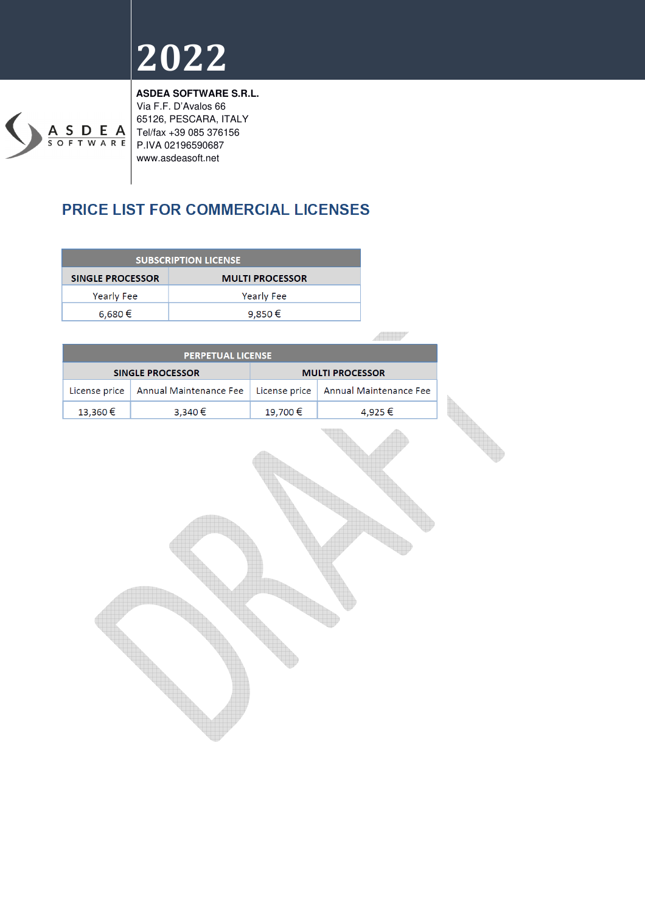# 2022

**ASDEA SOFTWARE S.R.L.**
Via F.F. D'Avalos 66
65126, PESCARA, ITALY
Tel/fax +39 085 376156
P.IVA 02196590687
www.asdeasoft.net

## PRICE LIST FOR COMMERCIAL LICENSES

| SUBSCRIPTION LICENSE | |
|---|---|
| **SINGLE PROCESSOR** | **MULTI PROCESSOR** |
| Yearly Fee | Yearly Fee |
| 6,680 € | 9,850 € |

| PERPETUAL LICENSE | | | |
|---|---|---|---|
| **SINGLE PROCESSOR** | | **MULTI PROCESSOR** | |
| License price | Annual Maintenance Fee | License price | Annual Maintenance Fee |
| 13,360 € | 3,340 € | 19,700 € | 4,925 € |

DRAFT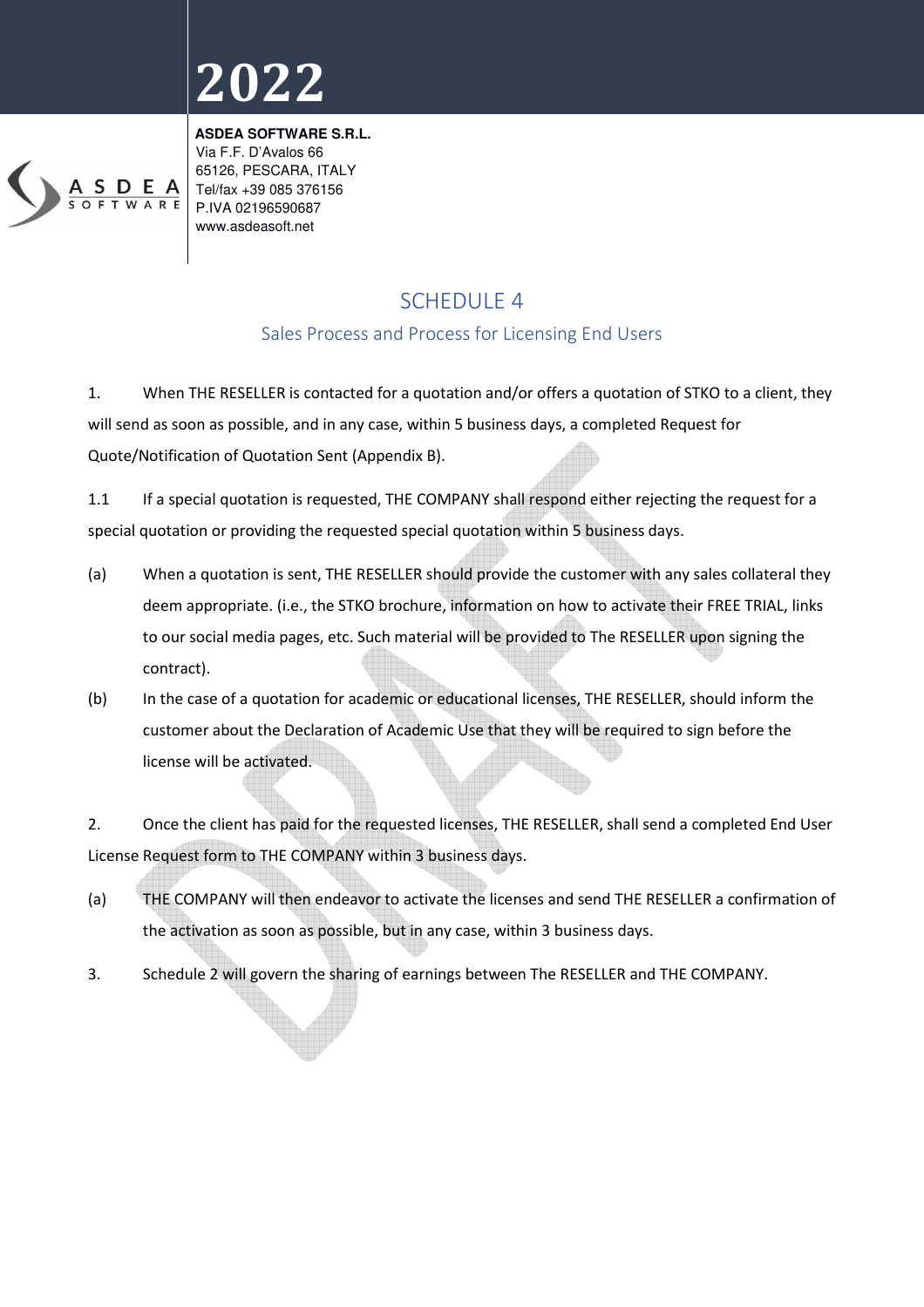# SCHEDULE 4

## Sales Process and Process for Licensing End Users

1. When THE RESELLER is contacted for a quotation and/or offers a quotation of STKO to a client, they will send as soon as possible, and in any case, within 5 business days, a completed Request for Quote/Notification of Quotation Sent (Appendix B).

1.1 If a special quotation is requested, THE COMPANY shall respond either rejecting the request for a special quotation or providing the requested special quotation within 5 business days.

(a) When a quotation is sent, THE RESELLER should provide the customer with any sales collateral they deem appropriate. (i.e., the STKO brochure, information on how to activate their FREE TRIAL, links to our social media pages, etc. Such material will be provided to The RESELLER upon signing the contract).

(b) In the case of a quotation for academic or educational licenses, THE RESELLER, should inform the customer about the Declaration of Academic Use that they will be required to sign before the license will be activated.

2. Once the client has paid for the requested licenses, THE RESELLER, shall send a completed End User License Request form to THE COMPANY within 3 business days.

(a) THE COMPANY will then endeavor to activate the licenses and send THE RESELLER a confirmation of the activation as soon as possible, but in any case, within 3 business days.

3. Schedule 2 will govern the sharing of earnings between The RESELLER and THE COMPANY.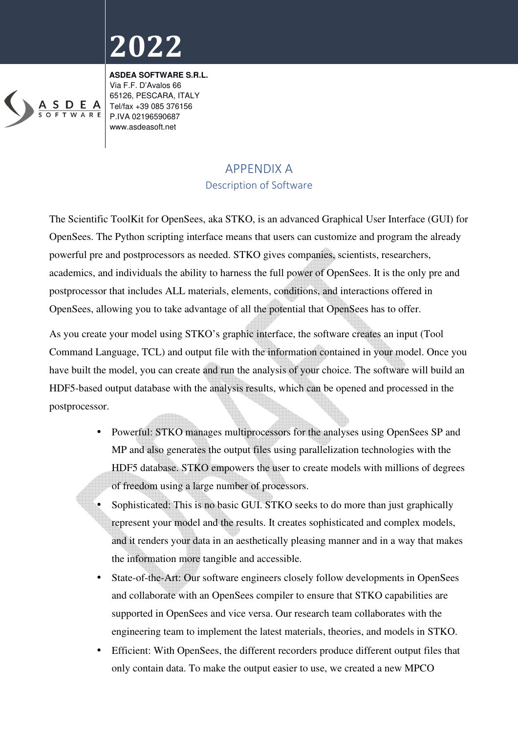# 2022

**ASDEA SOFTWARE S.R.L.**
Via F.F. D'Avalos 66
65126, PESCARA, ITALY
Tel/fax +39 085 376156
P.IVA 02196590687
www.asdeasoft.net

## APPENDIX A

### Description of Software

The Scientific ToolKit for OpenSees, aka STKO, is an advanced Graphical User Interface (GUI) for OpenSees. The Python scripting interface means that users can customize and program the already powerful pre and postprocessors as needed. STKO gives companies, scientists, researchers, academics, and individuals the ability to harness the full power of OpenSees. It is the only pre and postprocessor that includes ALL materials, elements, conditions, and interactions offered in OpenSees, allowing you to take advantage of all the potential that OpenSees has to offer.

As you create your model using STKO's graphic interface, the software creates an input (Tool Command Language, TCL) and output file with the information contained in your model. Once you have built the model, you can create and run the analysis of your choice. The software will build an HDF5-based output database with the analysis results, which can be opened and processed in the postprocessor.

- Powerful: STKO manages multiprocessors for the analyses using OpenSees SP and MP and also generates the output files using parallelization technologies with the HDF5 database. STKO empowers the user to create models with millions of degrees of freedom using a large number of processors.
- Sophisticated: This is no basic GUI. STKO seeks to do more than just graphically represent your model and the results. It creates sophisticated and complex models, and it renders your data in an aesthetically pleasing manner and in a way that makes the information more tangible and accessible.
- State-of-the-Art: Our software engineers closely follow developments in OpenSees and collaborate with an OpenSees compiler to ensure that STKO capabilities are supported in OpenSees and vice versa. Our research team collaborates with the engineering team to implement the latest materials, theories, and models in STKO.
- Efficient: With OpenSees, the different recorders produce different output files that only contain data. To make the output easier to use, we created a new MPCO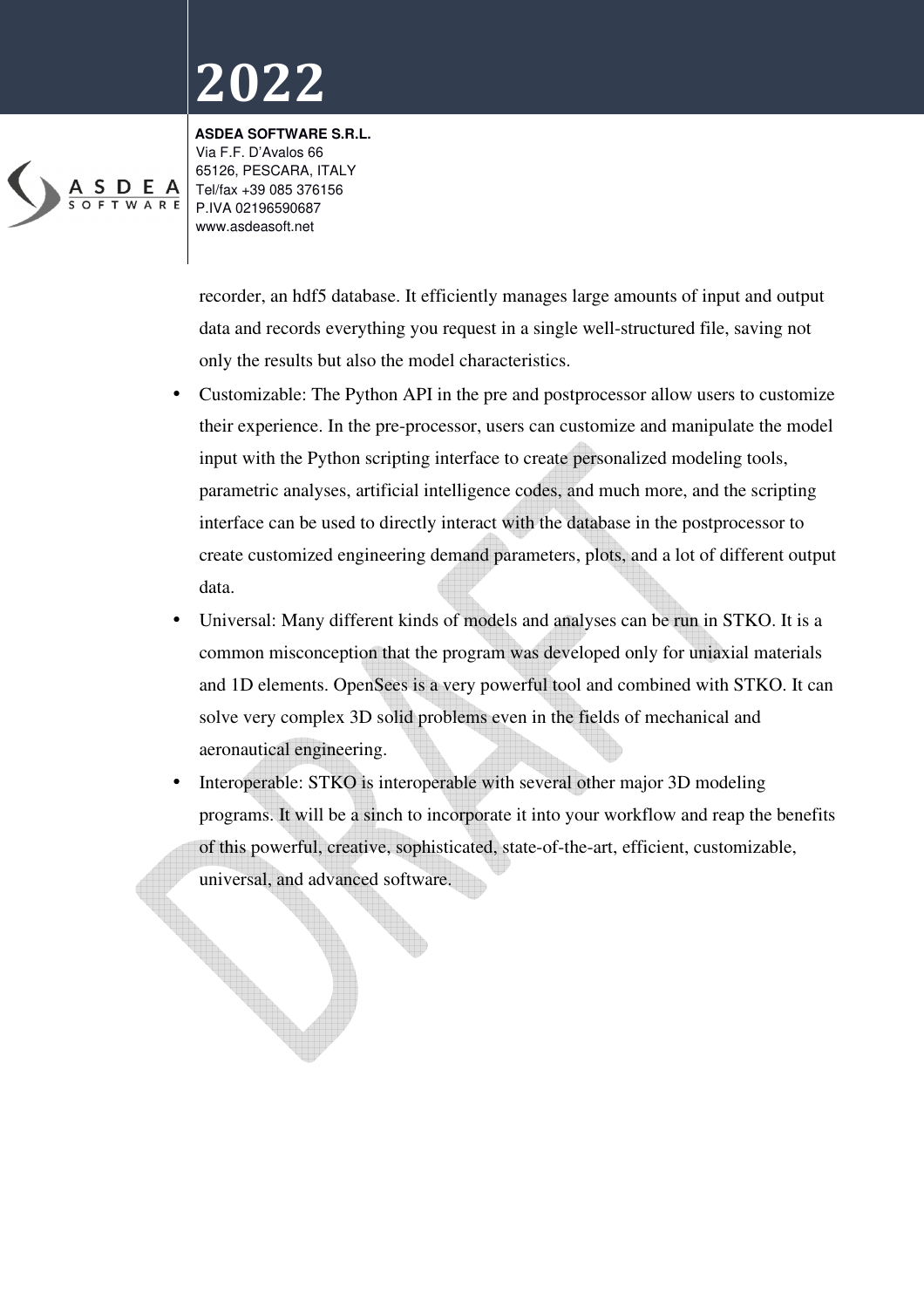recorder, an hdf5 database. It efficiently manages large amounts of input and output data and records everything you request in a single well-structured file, saving not only the results but also the model characteristics.

- Customizable: The Python API in the pre and postprocessor allow users to customize their experience. In the pre-processor, users can customize and manipulate the model input with the Python scripting interface to create personalized modeling tools, parametric analyses, artificial intelligence codes, and much more, and the scripting interface can be used to directly interact with the database in the postprocessor to create customized engineering demand parameters, plots, and a lot of different output data.
- Universal: Many different kinds of models and analyses can be run in STKO. It is a common misconception that the program was developed only for uniaxial materials and 1D elements. OpenSees is a very powerful tool and combined with STKO. It can solve very complex 3D solid problems even in the fields of mechanical and aeronautical engineering.
- Interoperable: STKO is interoperable with several other major 3D modeling programs. It will be a sinch to incorporate it into your workflow and reap the benefits of this powerful, creative, sophisticated, state-of-the-art, efficient, customizable, universal, and advanced software.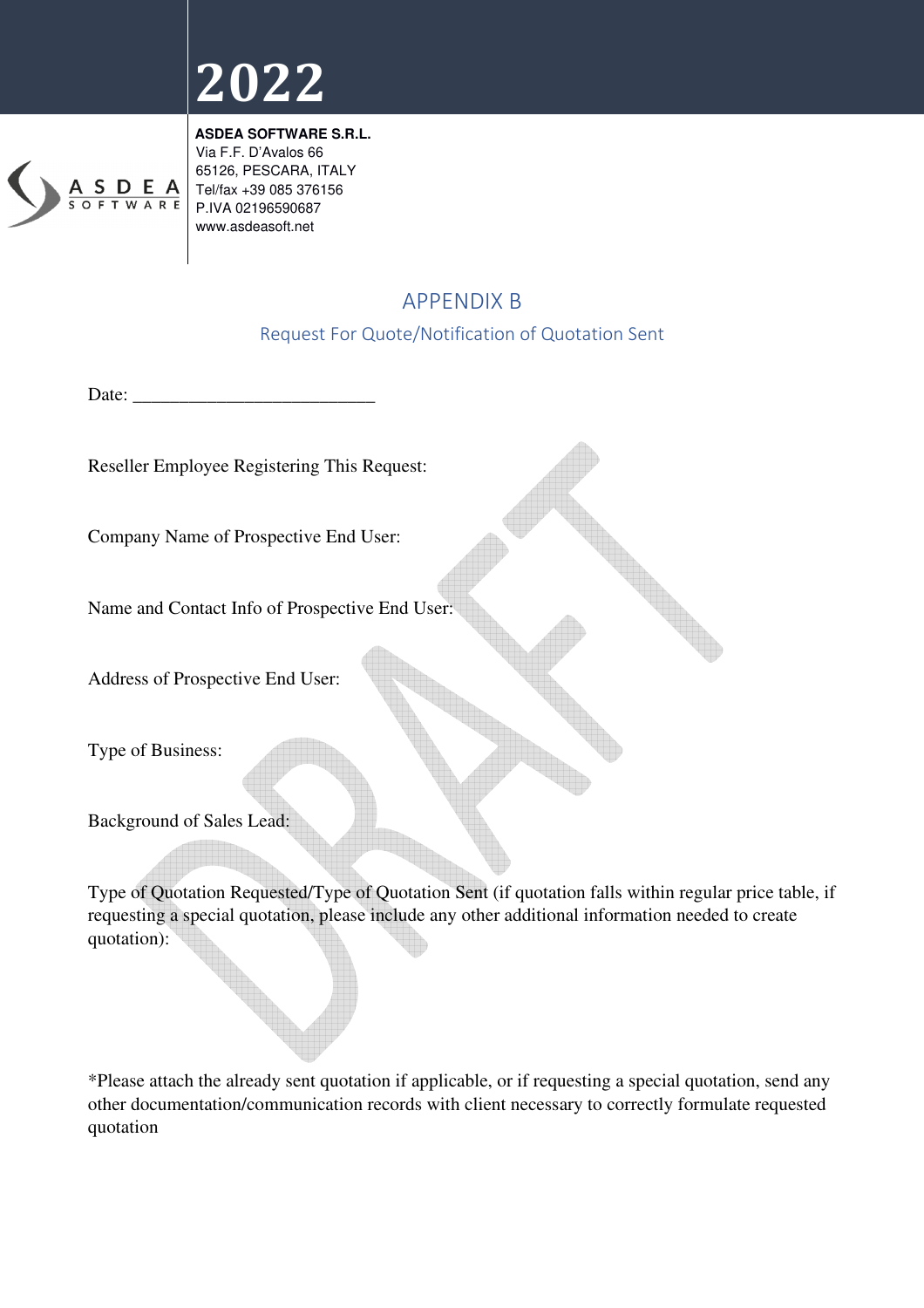# 2022

**ASDEA SOFTWARE S.R.L.**
Via F.F. D'Avalos 66
65126, PESCARA, ITALY
Tel/fax +39 085 376156
P.IVA 02196590687
www.asdeasoft.net

## APPENDIX B

### Request For Quote/Notification of Quotation Sent

Date: ___________________________

Reseller Employee Registering This Request:

Company Name of Prospective End User:

Name and Contact Info of Prospective End User:

Address of Prospective End User:

Type of Business:

Background of Sales Lead:

Type of Quotation Requested/Type of Quotation Sent (if quotation falls within regular price table, if requesting a special quotation, please include any other additional information needed to create quotation):

*Please attach the already sent quotation if applicable, or if requesting a special quotation, send any other documentation/communication records with client necessary to correctly formulate requested quotation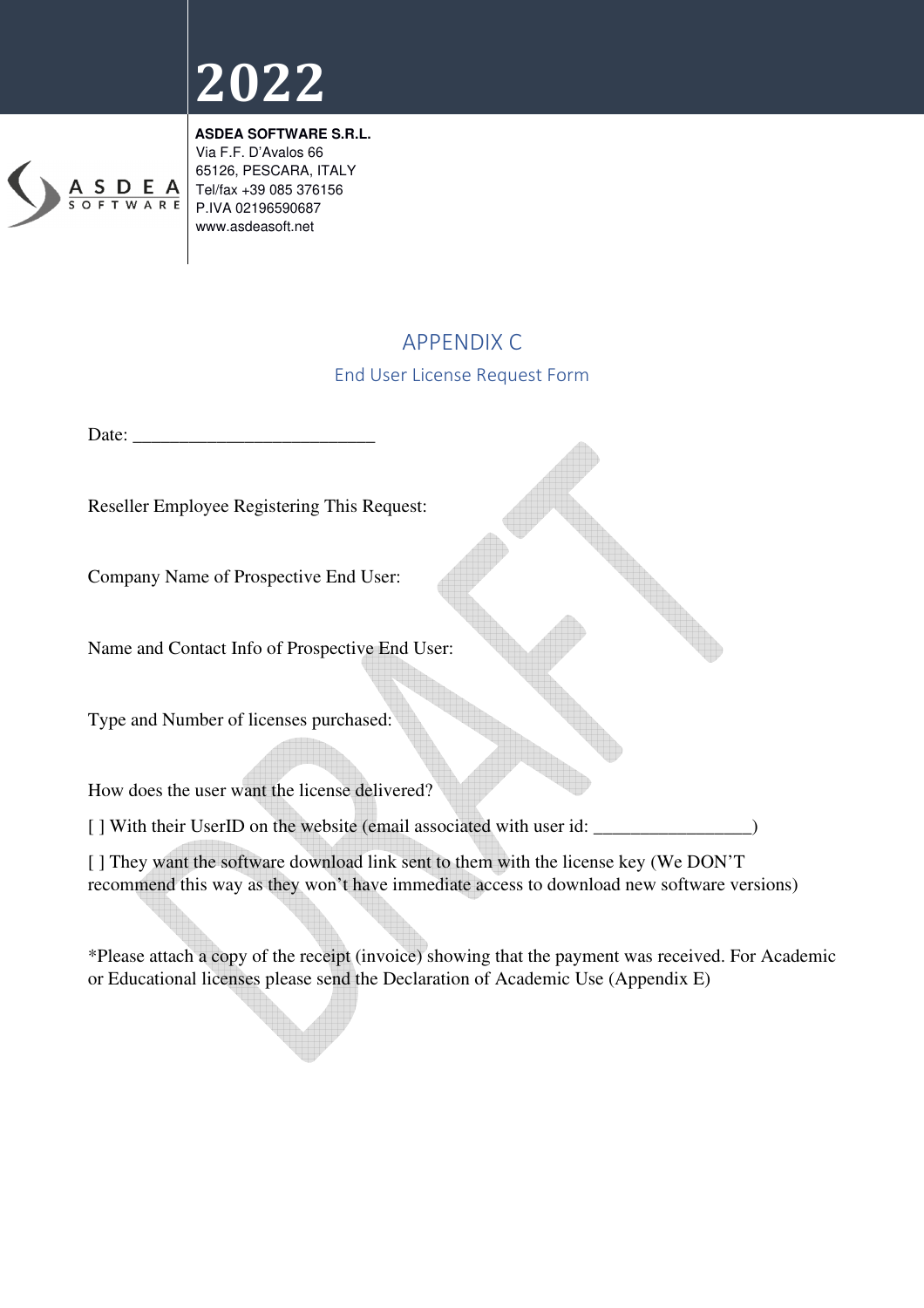# 2022

**ASDEA SOFTWARE S.R.L.**
Via F.F. D'Avalos 66
65126, PESCARA, ITALY
Tel/fax +39 085 376156
P.IVA 02196590687
www.asdeasoft.net

## APPENDIX C

### End User License Request Form

Date: ___________________________

Reseller Employee Registering This Request:

Company Name of Prospective End User:

Name and Contact Info of Prospective End User:

Type and Number of licenses purchased:

How does the user want the license delivered?

[ ] With their UserID on the website (email associated with user id: _________________)

[ ] They want the software download link sent to them with the license key (We DON'T recommend this way as they won't have immediate access to download new software versions)

*Please attach a copy of the receipt (invoice) showing that the payment was received. For Academic or Educational licenses please send the Declaration of Academic Use (Appendix E)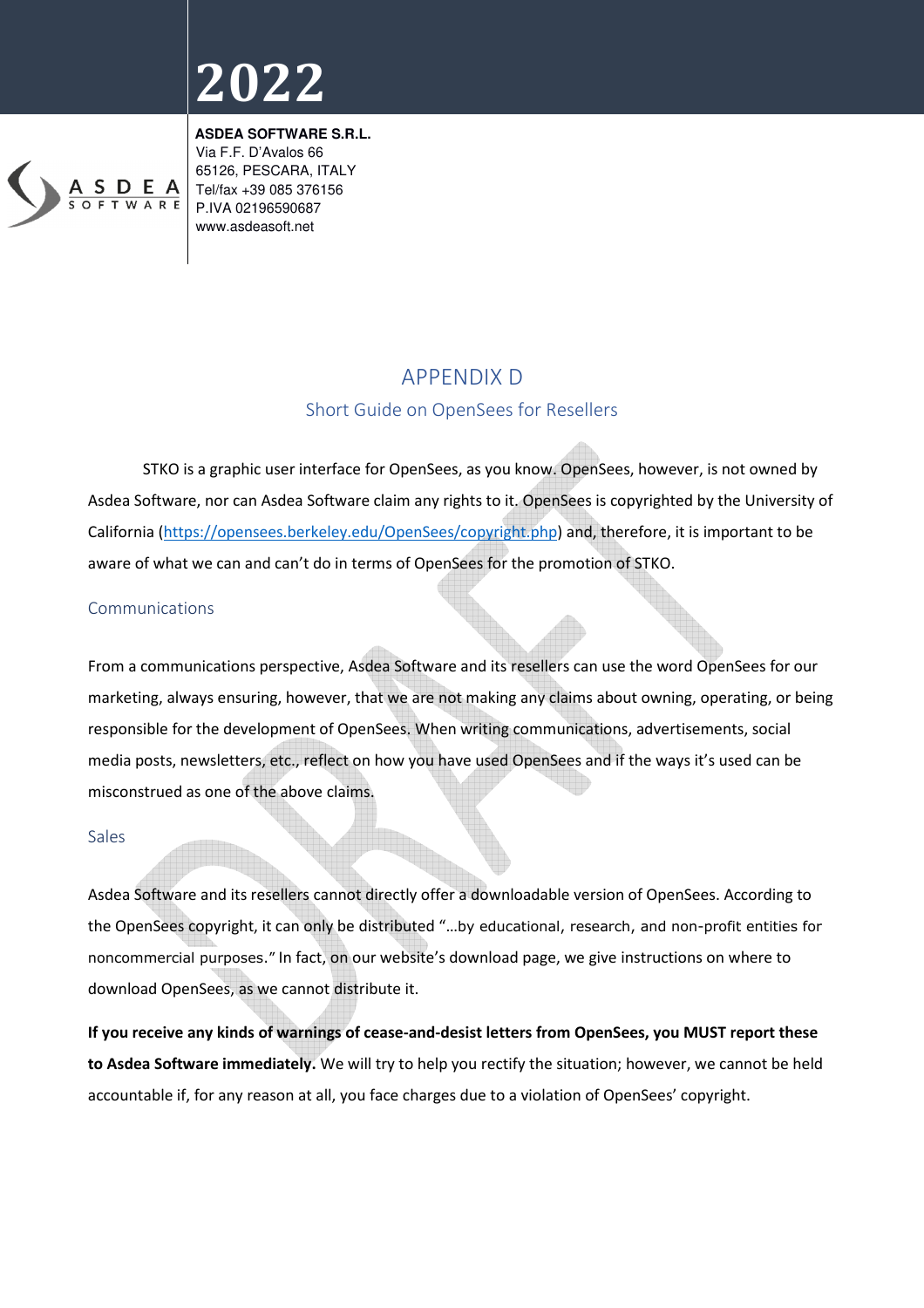# APPENDIX D

## Short Guide on OpenSees for Resellers

STKO is a graphic user interface for OpenSees, as you know. OpenSees, however, is not owned by Asdea Software, nor can Asdea Software claim any rights to it. OpenSees is copyrighted by the University of California (https://opensees.berkeley.edu/OpenSees/copyright.php) and, therefore, it is important to be aware of what we can and can't do in terms of OpenSees for the promotion of STKO.

### Communications

From a communications perspective, Asdea Software and its resellers can use the word OpenSees for our marketing, always ensuring, however, that we are not making any claims about owning, operating, or being responsible for the development of OpenSees. When writing communications, advertisements, social media posts, newsletters, etc., reflect on how you have used OpenSees and if the ways it's used can be misconstrued as one of the above claims.

### Sales

Asdea Software and its resellers cannot directly offer a downloadable version of OpenSees. According to the OpenSees copyright, it can only be distributed "…by educational, research, and non-profit entities for noncommercial purposes." In fact, on our website's download page, we give instructions on where to download OpenSees, as we cannot distribute it.

**If you receive any kinds of warnings of cease-and-desist letters from OpenSees, you MUST report these to Asdea Software immediately.** We will try to help you rectify the situation; however, we cannot be held accountable if, for any reason at all, you face charges due to a violation of OpenSees' copyright.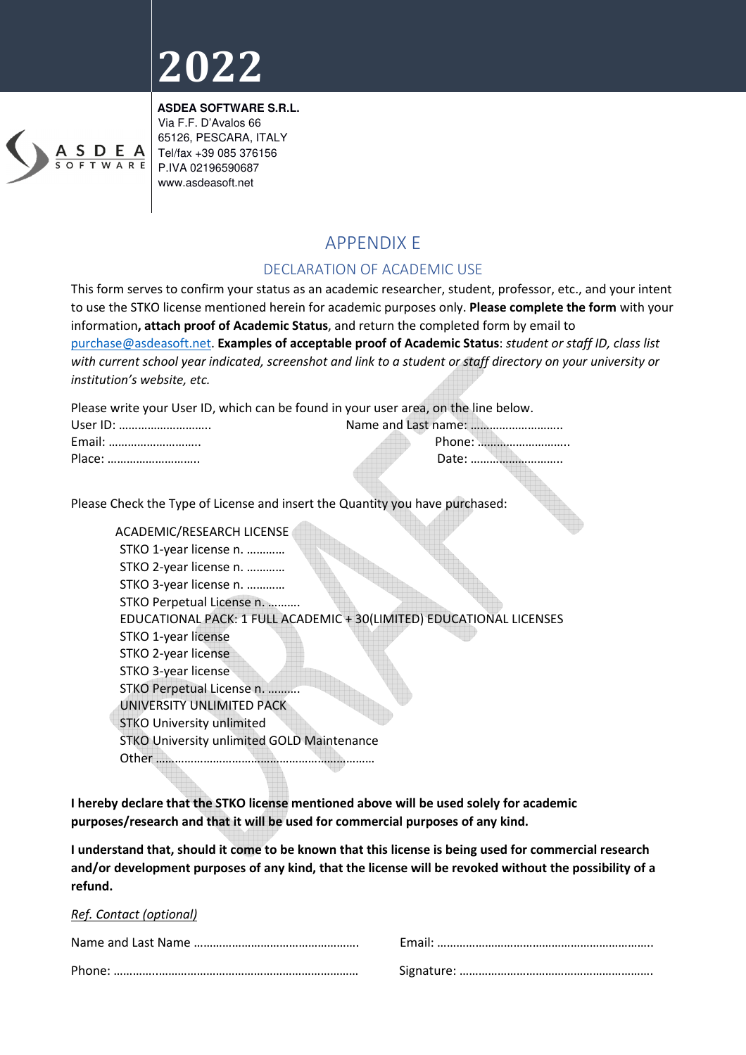# 2022

**ASDEA SOFTWARE S.R.L.**
Via F.F. D'Avalos 66
65126, PESCARA, ITALY
Tel/fax +39 085 376156
P.IVA 02196590687
www.asdeasoft.net

## APPENDIX E

### DECLARATION OF ACADEMIC USE

This form serves to confirm your status as an academic researcher, student, professor, etc., and your intent to use the STKO license mentioned herein for academic purposes only. **Please complete the form** with your information**, attach proof of Academic Status**, and return the completed form by email to purchase@asdeasoft.net. **Examples of acceptable proof of Academic Status**: *student or staff ID, class list with current school year indicated, screenshot and link to a student or staff directory on your university or institution's website, etc.*

Please write your User ID, which can be found in your user area, on the line below.

User ID: ………………………..     Name and Last name: ………………………..
Email: ………………………..     Phone: ………………………..
Place: ………………………..     Date: ………………………..

Please Check the Type of License and insert the Quantity you have purchased:

ACADEMIC/RESEARCH LICENSE
- STKO 1-year license n. …………
- STKO 2-year license n. …………
- STKO 3-year license n. …………
- STKO Perpetual License n. ……….

EDUCATIONAL PACK: 1 FULL ACADEMIC + 30(LIMITED) EDUCATIONAL LICENSES
- STKO 1-year license
- STKO 2-year license
- STKO 3-year license
- STKO Perpetual License n. ……….

UNIVERSITY UNLIMITED PACK
- STKO University unlimited
- STKO University unlimited GOLD Maintenance

Other ……………………………………………………………

**I hereby declare that the STKO license mentioned above will be used solely for academic purposes/research and that it will be used for commercial purposes of any kind.**

**I understand that, should it come to be known that this license is being used for commercial research and/or development purposes of any kind, that the license will be revoked without the possibility of a refund.**

*Ref. Contact (optional)*

Name and Last Name ……………………………………………     Email: ……………………………………………………………

Phone: ……………………………………………………………………     Signature: ……………………………………………………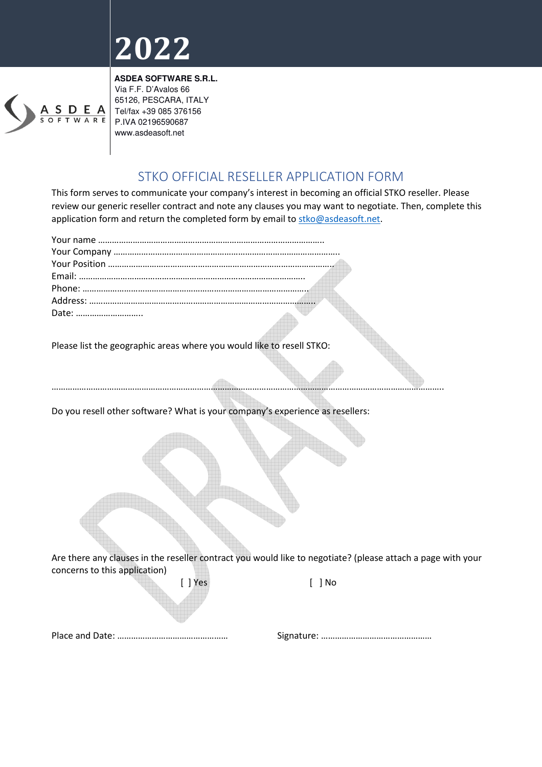# 2022

**ASDEA SOFTWARE S.R.L.**
Via F.F. D'Avalos 66
65126, PESCARA, ITALY
Tel/fax +39 085 376156
P.IVA 02196590687
www.asdeasoft.net

## STKO OFFICIAL RESELLER APPLICATION FORM

This form serves to communicate your company's interest in becoming an official STKO reseller. Please review our generic reseller contract and note any clauses you may want to negotiate. Then, complete this application form and return the completed form by email to stko@asdeasoft.net.

Your name ……………………………………………………………………………………..
Your Company ……………………………………………………………………………………..
Your Position ……………………………………………………………………………………..
Email: ……………………………………………………………………………………..
Phone: ……………………………………………………………………………………..
Address: ……………………………………………………………………………………..
Date: ………………………..

Please list the geographic areas where you would like to resell STKO:

……………………………………………………………………………………………………………………………………………………………..

Do you resell other software? What is your company's experience as resellers:

Are there any clauses in the reseller contract you would like to negotiate? (please attach a page with your concerns to this application)

[ ] Yes [ ] No

Place and Date: ……………………………………… Signature: ………………………………………

DRAFT